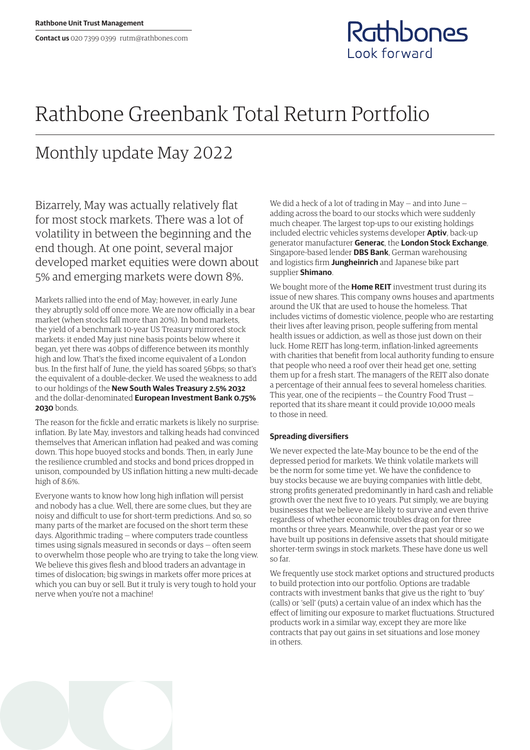Rathbone Unit Trust Management

**Contact us** 020 7399 0399 rutm@rathbones.com

Rathbones Look forward

# Rathbone Greenbank Total Return Portfolio

## Monthly update May 2022

Bizarrely, May was actually relatively flat for most stock markets. There was a lot of volatility in between the beginning and the end though. At one point, several major developed market equities were down about 5% and emerging markets were down 8%.

Markets rallied into the end of May; however, in early June they abruptly sold off once more. We are now officially in a bear market (when stocks fall more than 20%). In bond markets, the yield of a benchmark 10-year US Treasury mirrored stock markets: it ended May just nine basis points below where it began, yet there was 40bps of difference between its monthly high and low. That's the fixed income equivalent of a London bus. In the first half of June, the yield has soared 56bps; so that's the equivalent of a double-decker. We used the weakness to add to our holdings of the **New South Wales Treasury 2.5% 2032** and the dollar-denominated **European Investment Bank 0.75% 2030** bonds.

The reason for the fickle and erratic markets is likely no surprise: inflation. By late May, investors and talking heads had convinced themselves that American inflation had peaked and was coming down. This hope buoyed stocks and bonds. Then, in early June the resilience crumbled and stocks and bond prices dropped in unison, compounded by US inflation hitting a new multi-decade high of 8.6%.

Everyone wants to know how long high inflation will persist and nobody has a clue. Well, there are some clues, but they are noisy and difficult to use for short-term predictions. And so, so many parts of the market are focused on the short term these days. Algorithmic trading — where computers trade countless times using signals measured in seconds or days — often seem to overwhelm those people who are trying to take the long view. We believe this gives flesh and blood traders an advantage in times of dislocation; big swings in markets offer more prices at which you can buy or sell. But it truly is very tough to hold your nerve when you're not a machine!

We did a heck of a lot of trading in May — and into June — adding across the board to our stocks which were suddenly much cheaper. The largest top-ups to our existing holdings included electric vehicles systems developer **Aptiv**, back-up generator manufacturer **Generac**, the **London Stock Exchange**, Singapore-based lender **DBS Bank**, German warehousing and logistics firm **Jungheinrich** and Japanese bike part supplier **Shimano**.

We bought more of the **Home REIT** investment trust during its issue of new shares. This company owns houses and apartments around the UK that are used to house the homeless. That includes victims of domestic violence, people who are restarting their lives after leaving prison, people suffering from mental health issues or addiction, as well as those just down on their luck. Home REIT has long-term, inflation-linked agreements with charities that benefit from local authority funding to ensure that people who need a roof over their head get one, setting them up for a fresh start. The managers of the REIT also donate a percentage of their annual fees to several homeless charities. This year, one of the recipients — the Country Food Trust — reported that its share meant it could provide 10,000 meals to those in need.

### Spreading diversifiers

We never expected the late-May bounce to be the end of the depressed period for markets. We think volatile markets will be the norm for some time yet. We have the confidence to buy stocks because we are buying companies with little debt, strong profits generated predominantly in hard cash and reliable growth over the next five to 10 years. Put simply, we are buying businesses that we believe are likely to survive and even thrive regardless of whether economic troubles drag on for three months or three years. Meanwhile, over the past year or so we have built up positions in defensive assets that should mitigate shorter-term swings in stock markets. These have done us well so far.

We frequently use stock market options and structured products to build protection into our portfolio. Options are tradable contracts with investment banks that give us the right to 'buy' (calls) or 'sell' (puts) a certain value of an index which has the effect of limiting our exposure to market fluctuations. Structured products work in a similar way, except they are more like contracts that pay out gains in set situations and lose money in others.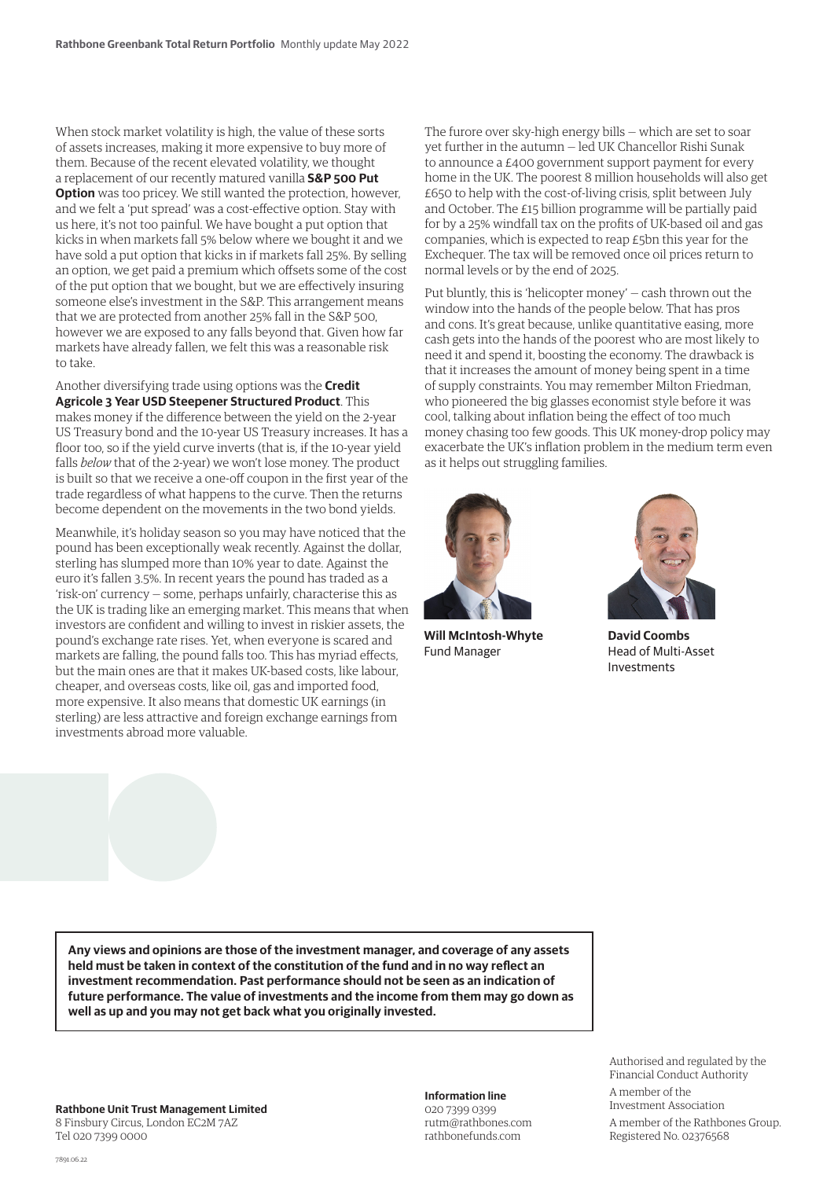When stock market volatility is high, the value of these sorts of assets increases, making it more expensive to buy more of them. Because of the recent elevated volatility, we thought a replacement of our recently matured vanilla **S&P 500 Put Option** was too pricey. We still wanted the protection, however, and we felt a 'put spread' was a cost-effective option. Stay with us here, it's not too painful. We have bought a put option that kicks in when markets fall 5% below where we bought it and we have sold a put option that kicks in if markets fall 25%. By selling an option, we get paid a premium which offsets some of the cost of the put option that we bought, but we are effectively insuring someone else's investment in the S&P. This arrangement means that we are protected from another 25% fall in the S&P 500, however we are exposed to any falls beyond that. Given how far markets have already fallen, we felt this was a reasonable risk to take.

Another diversifying trade using options was the **Credit Agricole 3 Year USD Steepener Structured Product**. This makes money if the difference between the yield on the 2-year US Treasury bond and the 10-year US Treasury increases. It has a floor too, so if the yield curve inverts (that is, if the 10-year yield falls *below* that of the 2-year) we won't lose money. The product is built so that we receive a one-off coupon in the first year of the trade regardless of what happens to the curve. Then the returns become dependent on the movements in the two bond yields.

Meanwhile, it's holiday season so you may have noticed that the pound has been exceptionally weak recently. Against the dollar, sterling has slumped more than 10% year to date. Against the euro it's fallen 3.5%. In recent years the pound has traded as a 'risk-on' currency — some, perhaps unfairly, characterise this as the UK is trading like an emerging market. This means that when investors are confident and willing to invest in riskier assets, the pound's exchange rate rises. Yet, when everyone is scared and markets are falling, the pound falls too. This has myriad effects, but the main ones are that it makes UK-based costs, like labour, cheaper, and overseas costs, like oil, gas and imported food, more expensive. It also means that domestic UK earnings (in sterling) are less attractive and foreign exchange earnings from investments abroad more valuable.

The furore over sky-high energy bills — which are set to soar yet further in the autumn — led UK Chancellor Rishi Sunak to announce a £400 government support payment for every home in the UK. The poorest 8 million households will also get £650 to help with the cost-of-living crisis, split between July and October. The £15 billion programme will be partially paid for by a 25% windfall tax on the profits of UK-based oil and gas companies, which is expected to reap £5bn this year for the Exchequer. The tax will be removed once oil prices return to normal levels or by the end of 2025.

Put bluntly, this is 'helicopter money' — cash thrown out the window into the hands of the people below. That has pros and cons. It's great because, unlike quantitative easing, more cash gets into the hands of the poorest who are most likely to need it and spend it, boosting the economy. The drawback is that it increases the amount of money being spent in a time of supply constraints. You may remember Milton Friedman, who pioneered the big glasses economist style before it was cool, talking about inflation being the effect of too much money chasing too few goods. This UK money-drop policy may exacerbate the UK's inflation problem in the medium term even as it helps out struggling families.

**Will McIntosh-Whyte**
Fund Manager

**David Coombs**
Head of Multi-Asset Investments

**Any views and opinions are those of the investment manager, and coverage of any assets held must be taken in context of the constitution of the fund and in no way reflect an investment recommendation. Past performance should not be seen as an indication of future performance. The value of investments and the income from them may go down as well as up and you may not get back what you originally invested.**

**Rathbone Unit Trust Management Limited**
8 Finsbury Circus, London EC2M 7AZ
Tel 020 7399 0000

**Information line**
020 7399 0399
rutm@rathbones.com
rathbonefunds.com

Authorised and regulated by the Financial Conduct Authority

A member of the Investment Association

A member of the Rathbones Group. Registered No. 02376568

7891.06.22